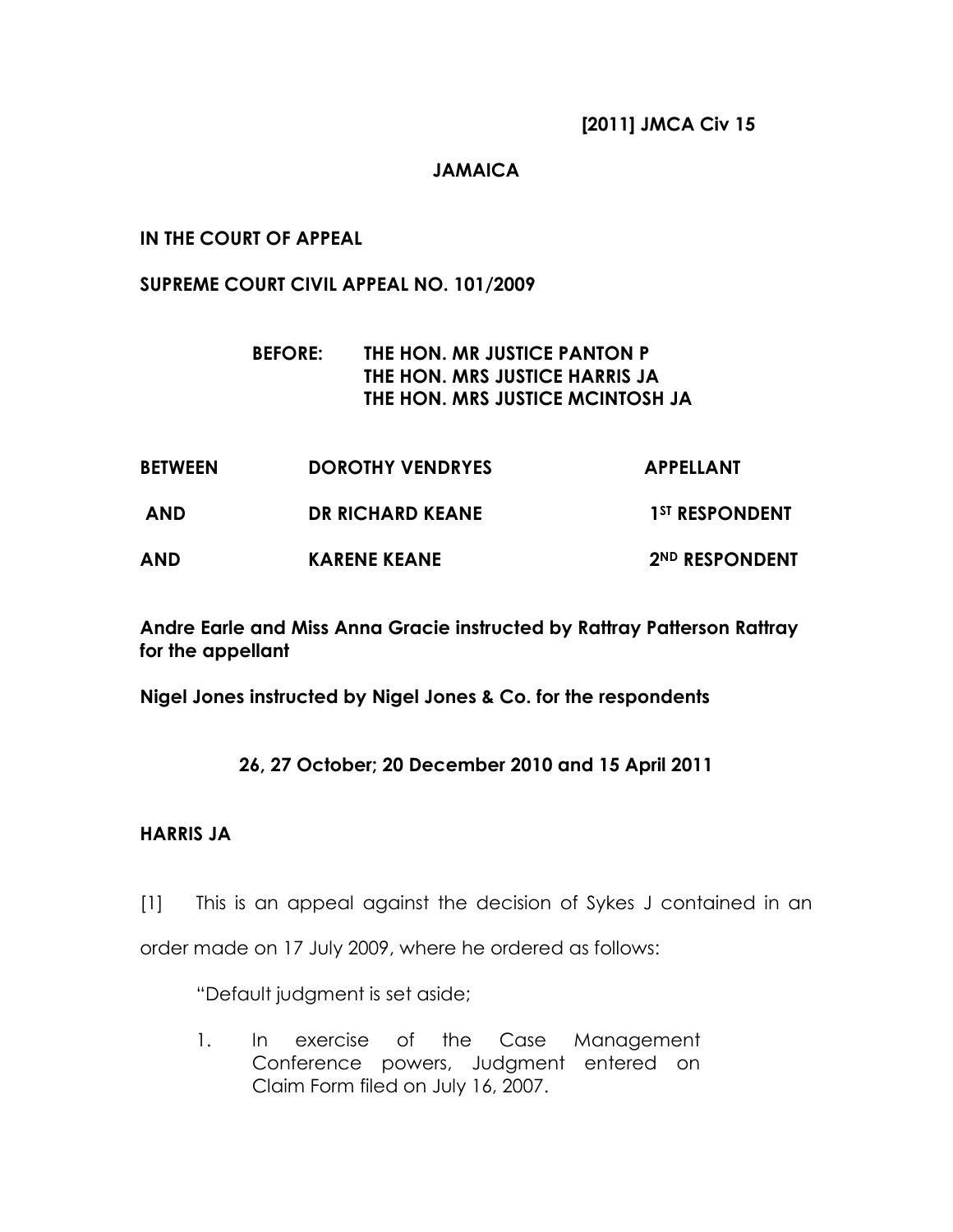**[2011] JMCA Civ 15**

**JAMAICA**

**IN THE COURT OF APPEAL**

**SUPREME COURT CIVIL APPEAL NO. 101/2009**

**BEFORE: THE HON. MR JUSTICE PANTON P**
**THE HON. MRS JUSTICE HARRIS JA**
**THE HON. MRS JUSTICE MCINTOSH JA**

| | | |
|---|---|---|
| **BETWEEN** | **DOROTHY VENDRYES** | **APPELLANT** |
| **AND** | **DR RICHARD KEANE** | **1ST RESPONDENT** |
| **AND** | **KARENE KEANE** | **2ND RESPONDENT** |

**Andre Earle and Miss Anna Gracie instructed by Rattray Patterson Rattray for the appellant**

**Nigel Jones instructed by Nigel Jones & Co. for the respondents**

**26, 27 October; 20 December 2010 and 15 April 2011**

**HARRIS JA**

[1] This is an appeal against the decision of Sykes J contained in an order made on 17 July 2009, where he ordered as follows:

> "Default judgment is set aside;
>
> 1. In exercise of the Case Management Conference powers, Judgment entered on Claim Form filed on July 16, 2007.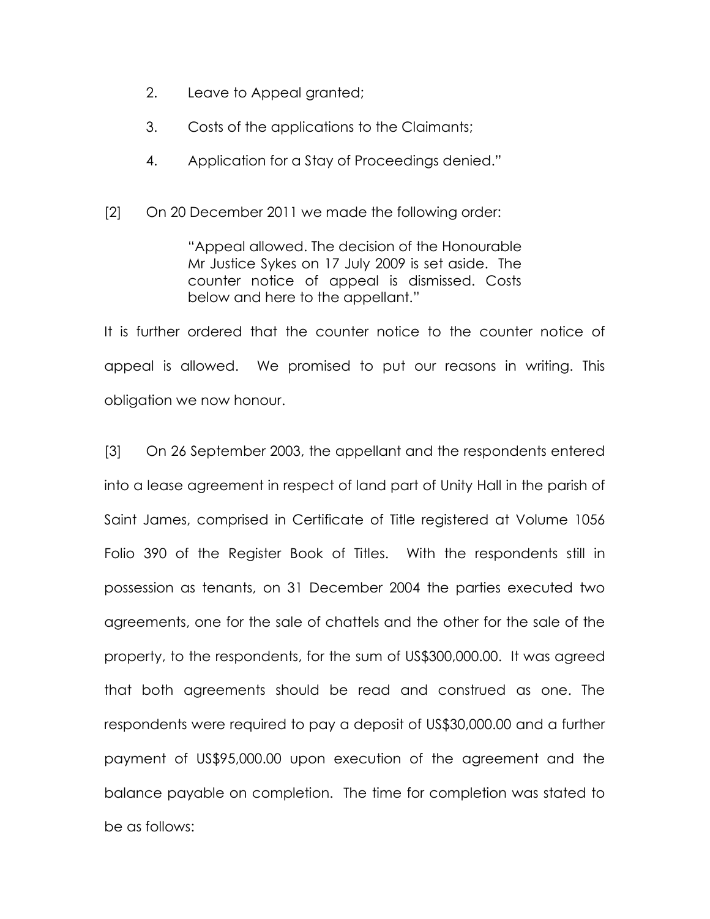2. Leave to Appeal granted;

3. Costs of the applications to the Claimants;

4. Application for a Stay of Proceedings denied."

[2] On 20 December 2011 we made the following order:

> "Appeal allowed. The decision of the Honourable Mr Justice Sykes on 17 July 2009 is set aside. The counter notice of appeal is dismissed. Costs below and here to the appellant."

It is further ordered that the counter notice to the counter notice of appeal is allowed. We promised to put our reasons in writing. This obligation we now honour.

[3] On 26 September 2003, the appellant and the respondents entered into a lease agreement in respect of land part of Unity Hall in the parish of Saint James, comprised in Certificate of Title registered at Volume 1056 Folio 390 of the Register Book of Titles. With the respondents still in possession as tenants, on 31 December 2004 the parties executed two agreements, one for the sale of chattels and the other for the sale of the property, to the respondents, for the sum of US$300,000.00. It was agreed that both agreements should be read and construed as one. The respondents were required to pay a deposit of US$30,000.00 and a further payment of US$95,000.00 upon execution of the agreement and the balance payable on completion. The time for completion was stated to be as follows: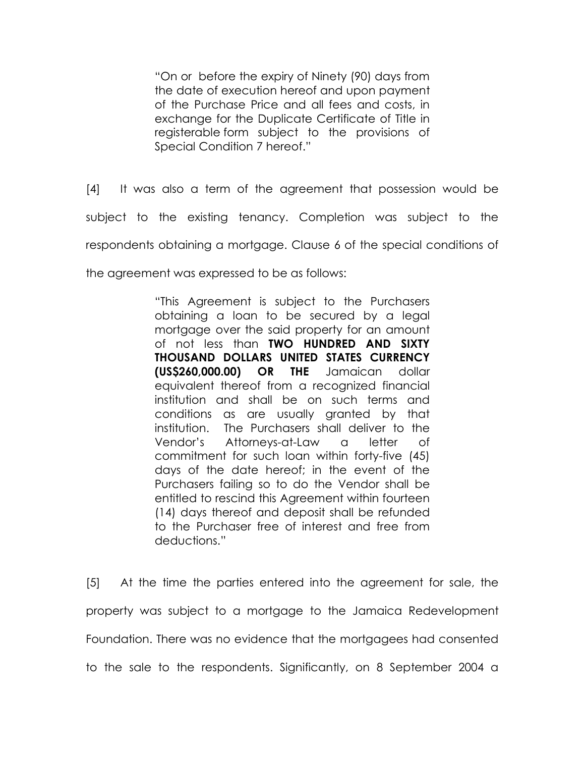> "On or before the expiry of Ninety (90) days from the date of execution hereof and upon payment of the Purchase Price and all fees and costs, in exchange for the Duplicate Certificate of Title in registerable form subject to the provisions of Special Condition 7 hereof."

[4] It was also a term of the agreement that possession would be subject to the existing tenancy. Completion was subject to the respondents obtaining a mortgage. Clause 6 of the special conditions of the agreement was expressed to be as follows:

> "This Agreement is subject to the Purchasers obtaining a loan to be secured by a legal mortgage over the said property for an amount of not less than **TWO HUNDRED AND SIXTY THOUSAND DOLLARS UNITED STATES CURRENCY (US$260,000.00) OR THE** Jamaican dollar equivalent thereof from a recognized financial institution and shall be on such terms and conditions as are usually granted by that institution. The Purchasers shall deliver to the Vendor's Attorneys-at-Law a letter of commitment for such loan within forty-five (45) days of the date hereof; in the event of the Purchasers failing so to do the Vendor shall be entitled to rescind this Agreement within fourteen (14) days thereof and deposit shall be refunded to the Purchaser free of interest and free from deductions."

[5] At the time the parties entered into the agreement for sale, the property was subject to a mortgage to the Jamaica Redevelopment Foundation. There was no evidence that the mortgagees had consented to the sale to the respondents. Significantly, on 8 September 2004 a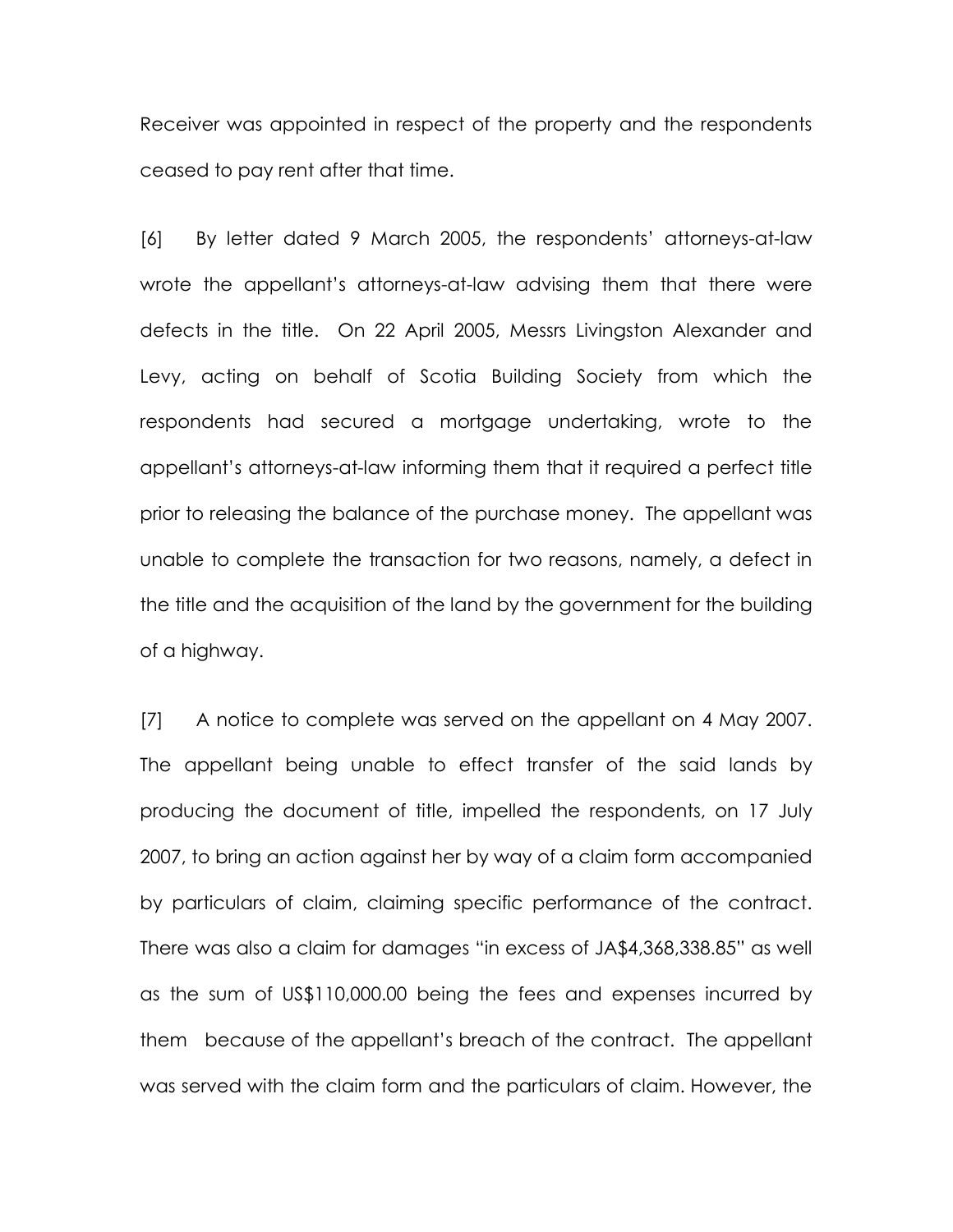Receiver was appointed in respect of the property and the respondents ceased to pay rent after that time.

[6] By letter dated 9 March 2005, the respondents' attorneys-at-law wrote the appellant's attorneys-at-law advising them that there were defects in the title. On 22 April 2005, Messrs Livingston Alexander and Levy, acting on behalf of Scotia Building Society from which the respondents had secured a mortgage undertaking, wrote to the appellant's attorneys-at-law informing them that it required a perfect title prior to releasing the balance of the purchase money. The appellant was unable to complete the transaction for two reasons, namely, a defect in the title and the acquisition of the land by the government for the building of a highway.

[7] A notice to complete was served on the appellant on 4 May 2007. The appellant being unable to effect transfer of the said lands by producing the document of title, impelled the respondents, on 17 July 2007, to bring an action against her by way of a claim form accompanied by particulars of claim, claiming specific performance of the contract. There was also a claim for damages "in excess of JA$4,368,338.85" as well as the sum of US$110,000.00 being the fees and expenses incurred by them because of the appellant's breach of the contract. The appellant was served with the claim form and the particulars of claim. However, the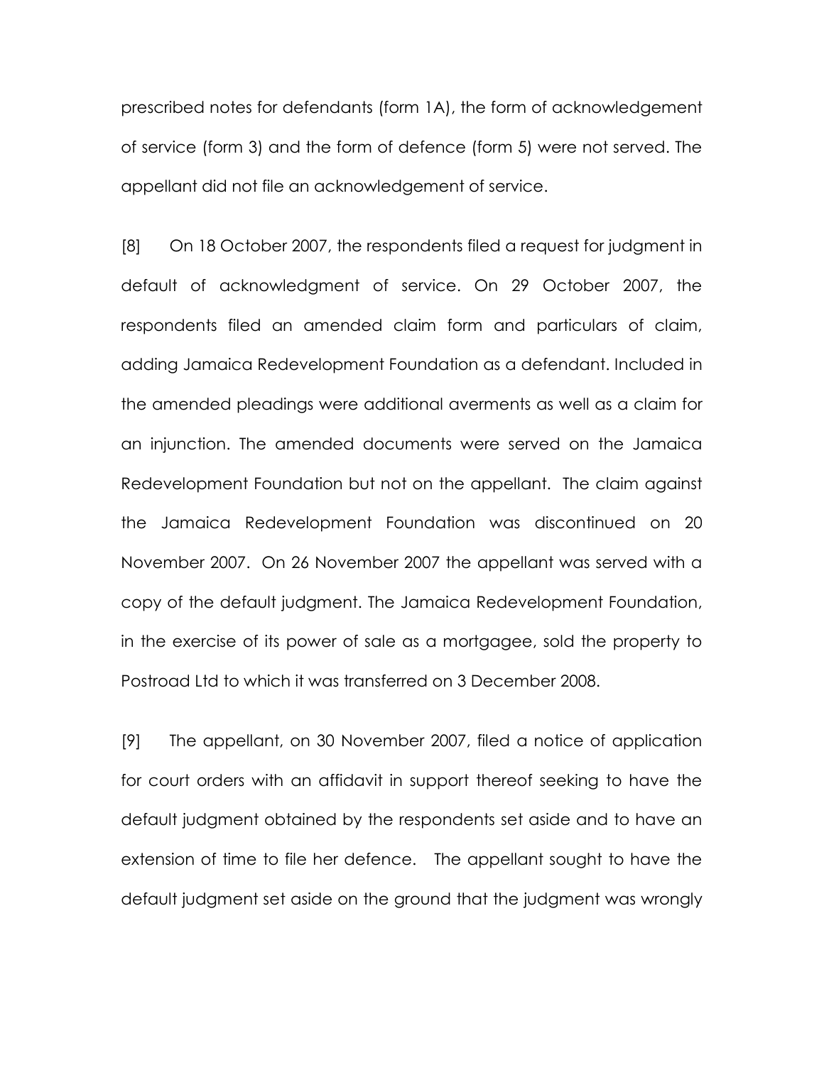prescribed notes for defendants (form 1A), the form of acknowledgement of service (form 3) and the form of defence (form 5) were not served. The appellant did not file an acknowledgement of service.

[8] On 18 October 2007, the respondents filed a request for judgment in default of acknowledgment of service. On 29 October 2007, the respondents filed an amended claim form and particulars of claim, adding Jamaica Redevelopment Foundation as a defendant. Included in the amended pleadings were additional averments as well as a claim for an injunction. The amended documents were served on the Jamaica Redevelopment Foundation but not on the appellant. The claim against the Jamaica Redevelopment Foundation was discontinued on 20 November 2007. On 26 November 2007 the appellant was served with a copy of the default judgment. The Jamaica Redevelopment Foundation, in the exercise of its power of sale as a mortgagee, sold the property to Postroad Ltd to which it was transferred on 3 December 2008.

[9] The appellant, on 30 November 2007, filed a notice of application for court orders with an affidavit in support thereof seeking to have the default judgment obtained by the respondents set aside and to have an extension of time to file her defence. The appellant sought to have the default judgment set aside on the ground that the judgment was wrongly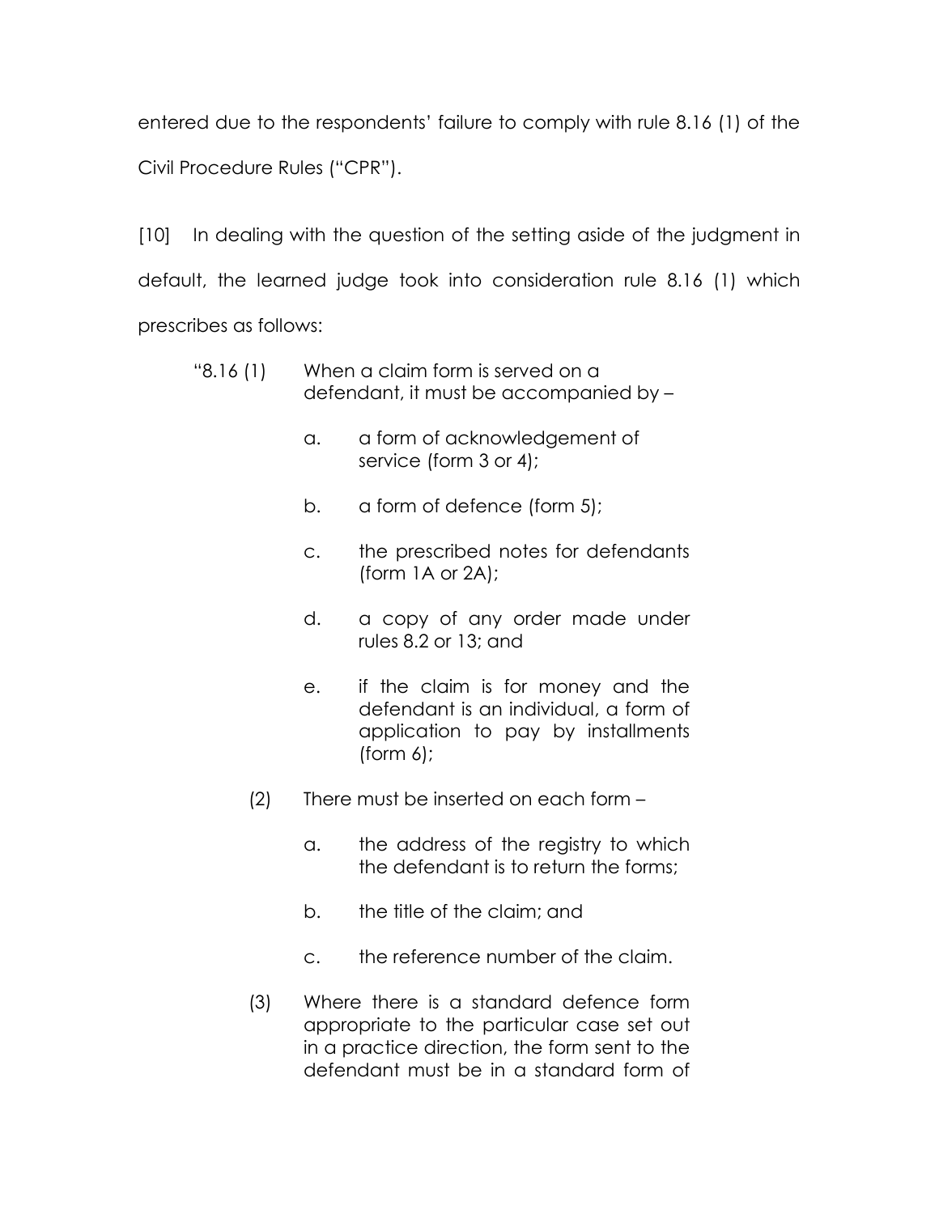entered due to the respondents' failure to comply with rule 8.16 (1) of the Civil Procedure Rules ("CPR").

[10] In dealing with the question of the setting aside of the judgment in default, the learned judge took into consideration rule 8.16 (1) which prescribes as follows:

> "8.16 (1) When a claim form is served on a defendant, it must be accompanied by –
>
> a. a form of acknowledgement of service (form 3 or 4);
>
> b. a form of defence (form 5);
>
> c. the prescribed notes for defendants (form 1A or 2A);
>
> d. a copy of any order made under rules 8.2 or 13; and
>
> e. if the claim is for money and the defendant is an individual, a form of application to pay by installments (form 6);
>
> (2) There must be inserted on each form –
>
> a. the address of the registry to which the defendant is to return the forms;
>
> b. the title of the claim; and
>
> c. the reference number of the claim.
>
> (3) Where there is a standard defence form appropriate to the particular case set out in a practice direction, the form sent to the defendant must be in a standard form of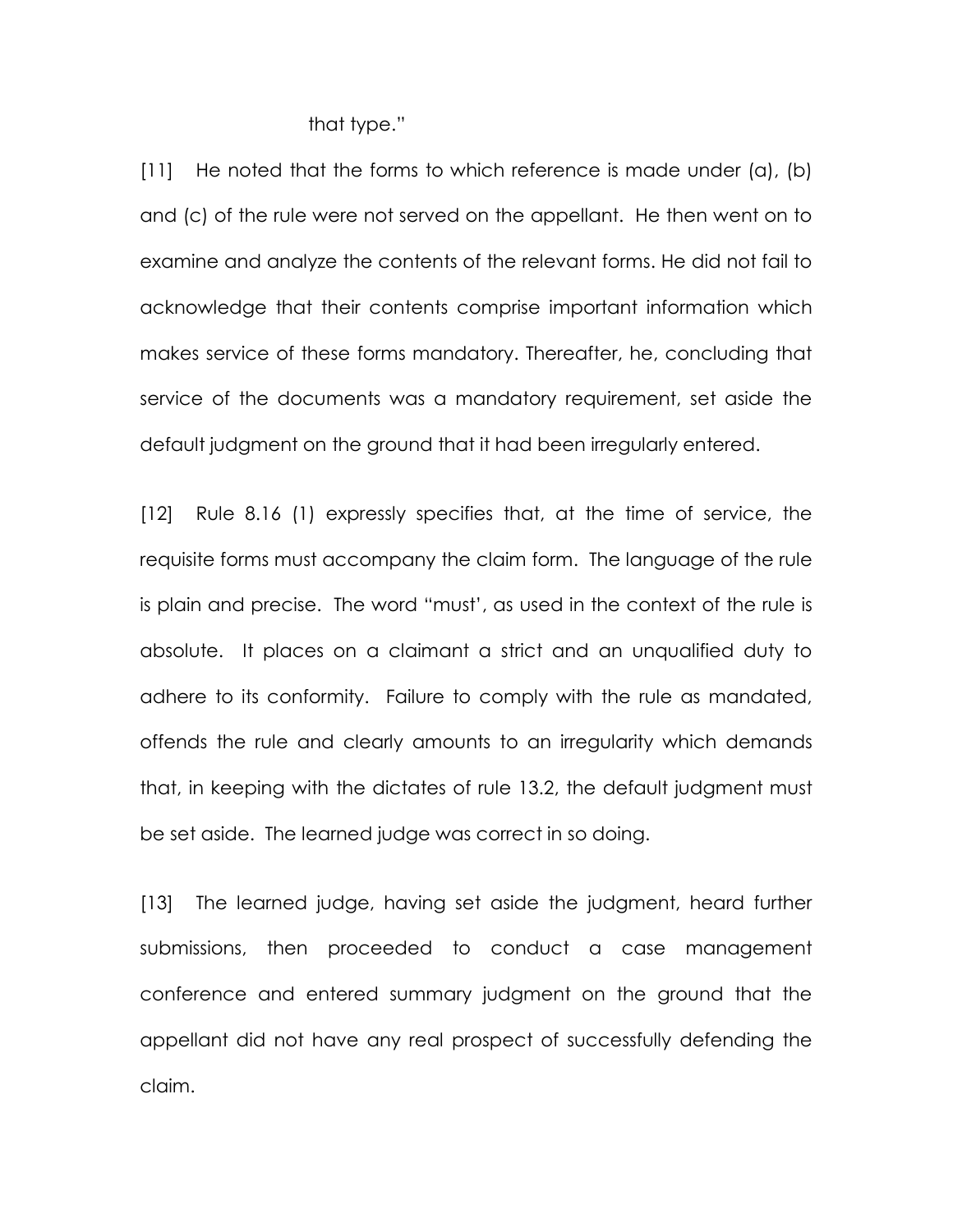that type."

[11] He noted that the forms to which reference is made under (a), (b) and (c) of the rule were not served on the appellant. He then went on to examine and analyze the contents of the relevant forms. He did not fail to acknowledge that their contents comprise important information which makes service of these forms mandatory. Thereafter, he, concluding that service of the documents was a mandatory requirement, set aside the default judgment on the ground that it had been irregularly entered.

[12] Rule 8.16 (1) expressly specifies that, at the time of service, the requisite forms must accompany the claim form. The language of the rule is plain and precise. The word "must', as used in the context of the rule is absolute. It places on a claimant a strict and an unqualified duty to adhere to its conformity. Failure to comply with the rule as mandated, offends the rule and clearly amounts to an irregularity which demands that, in keeping with the dictates of rule 13.2, the default judgment must be set aside. The learned judge was correct in so doing.

[13] The learned judge, having set aside the judgment, heard further submissions, then proceeded to conduct a case management conference and entered summary judgment on the ground that the appellant did not have any real prospect of successfully defending the claim.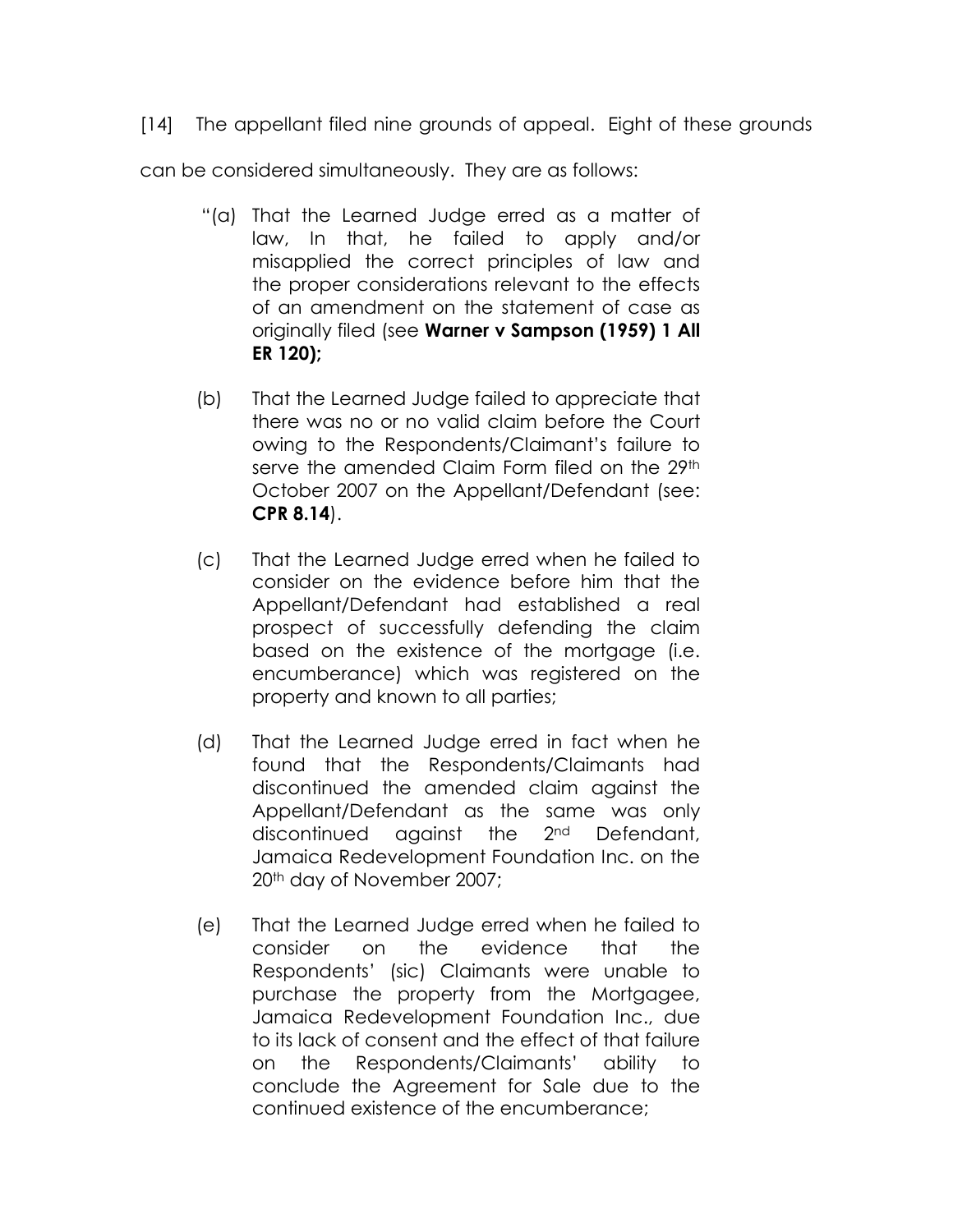[14] The appellant filed nine grounds of appeal. Eight of these grounds can be considered simultaneously. They are as follows:

> "(a) That the Learned Judge erred as a matter of law, In that, he failed to apply and/or misapplied the correct principles of law and the proper considerations relevant to the effects of an amendment on the statement of case as originally filed (see **Warner v Sampson (1959) 1 All ER 120);**
>
> (b) That the Learned Judge failed to appreciate that there was no or no valid claim before the Court owing to the Respondents/Claimant's failure to serve the amended Claim Form filed on the 29th October 2007 on the Appellant/Defendant (see: **CPR 8.14**).
>
> (c) That the Learned Judge erred when he failed to consider on the evidence before him that the Appellant/Defendant had established a real prospect of successfully defending the claim based on the existence of the mortgage (i.e. encumberance) which was registered on the property and known to all parties;
>
> (d) That the Learned Judge erred in fact when he found that the Respondents/Claimants had discontinued the amended claim against the Appellant/Defendant as the same was only discontinued against the 2nd Defendant, Jamaica Redevelopment Foundation Inc. on the 20th day of November 2007;
>
> (e) That the Learned Judge erred when he failed to consider on the evidence that the Respondents' (sic) Claimants were unable to purchase the property from the Mortgagee, Jamaica Redevelopment Foundation Inc., due to its lack of consent and the effect of that failure on the Respondents/Claimants' ability to conclude the Agreement for Sale due to the continued existence of the encumberance;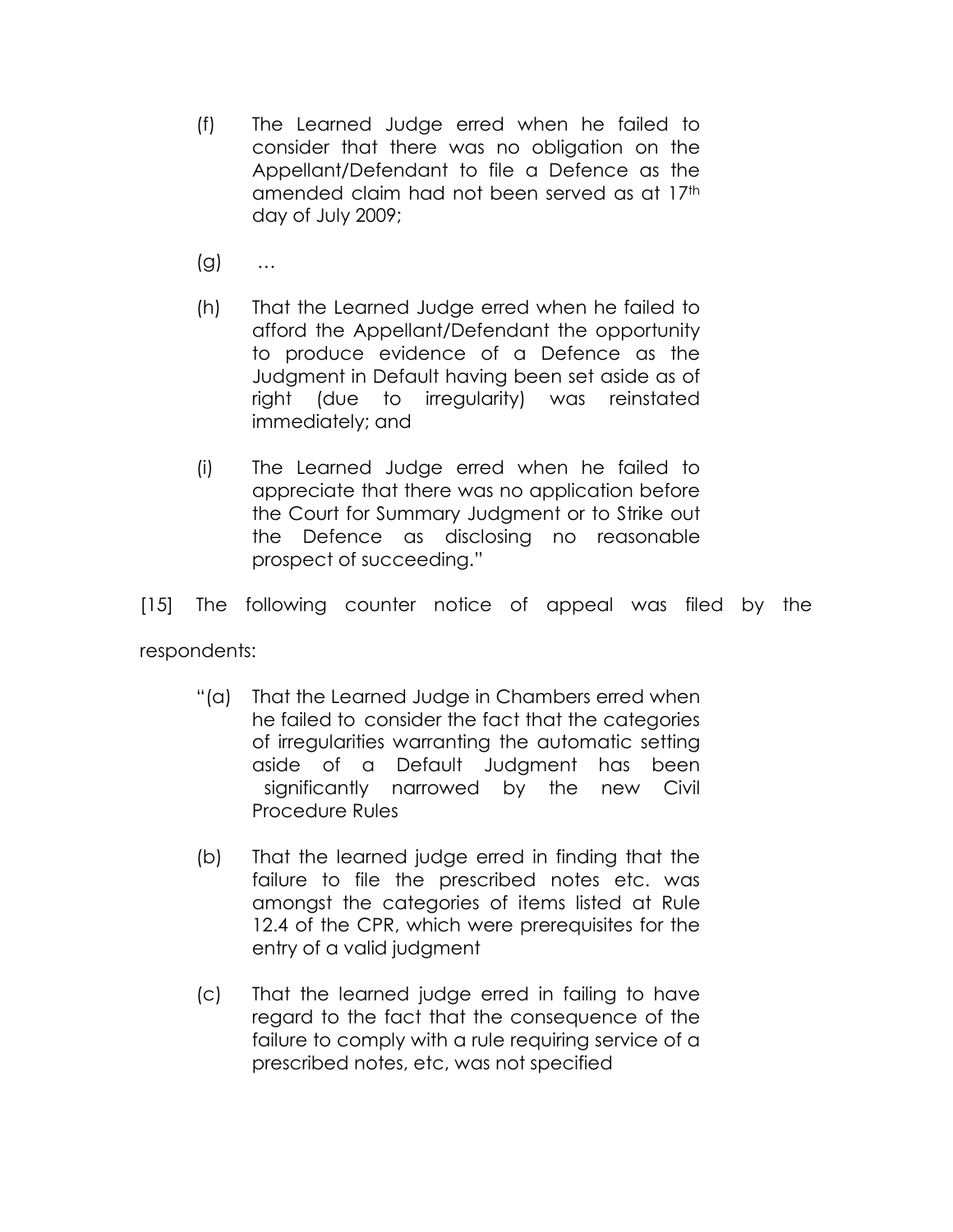(f) The Learned Judge erred when he failed to consider that there was no obligation on the Appellant/Defendant to file a Defence as the amended claim had not been served as at 17th day of July 2009;

(g) …

(h) That the Learned Judge erred when he failed to afford the Appellant/Defendant the opportunity to produce evidence of a Defence as the Judgment in Default having been set aside as of right (due to irregularity) was reinstated immediately; and

(i) The Learned Judge erred when he failed to appreciate that there was no application before the Court for Summary Judgment or to Strike out the Defence as disclosing no reasonable prospect of succeeding."

[15] The following counter notice of appeal was filed by the respondents:

"(a) That the Learned Judge in Chambers erred when he failed to consider the fact that the categories of irregularities warranting the automatic setting aside of a Default Judgment has been significantly narrowed by the new Civil Procedure Rules

(b) That the learned judge erred in finding that the failure to file the prescribed notes etc. was amongst the categories of items listed at Rule 12.4 of the CPR, which were prerequisites for the entry of a valid judgment

(c) That the learned judge erred in failing to have regard to the fact that the consequence of the failure to comply with a rule requiring service of a prescribed notes, etc, was not specified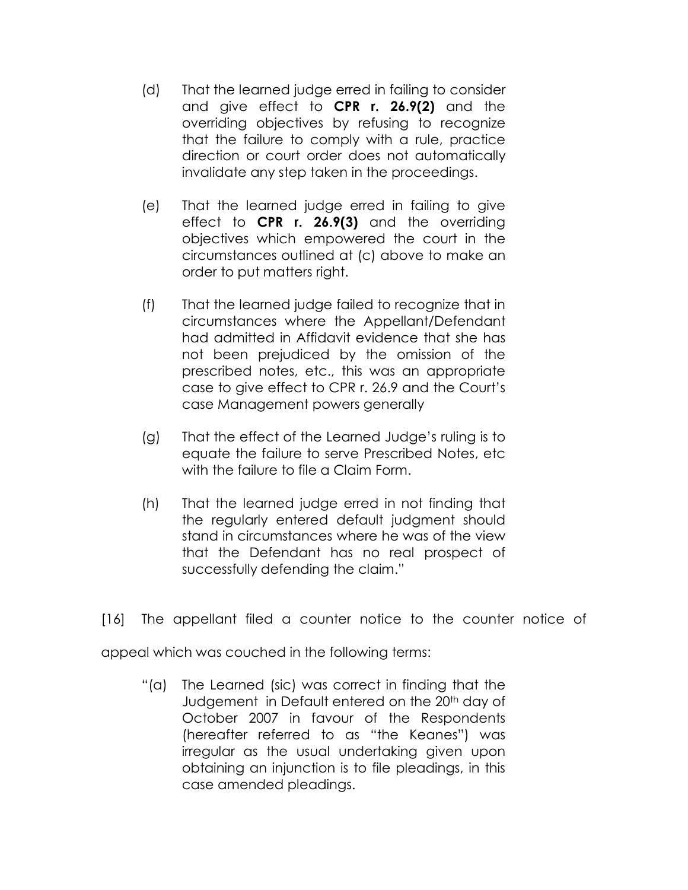(d) That the learned judge erred in failing to consider and give effect to **CPR r. 26.9(2)** and the overriding objectives by refusing to recognize that the failure to comply with a rule, practice direction or court order does not automatically invalidate any step taken in the proceedings.

(e) That the learned judge erred in failing to give effect to **CPR r. 26.9(3)** and the overriding objectives which empowered the court in the circumstances outlined at (c) above to make an order to put matters right.

(f) That the learned judge failed to recognize that in circumstances where the Appellant/Defendant had admitted in Affidavit evidence that she has not been prejudiced by the omission of the prescribed notes, etc., this was an appropriate case to give effect to CPR r. 26.9 and the Court's case Management powers generally

(g) That the effect of the Learned Judge's ruling is to equate the failure to serve Prescribed Notes, etc with the failure to file a Claim Form.

(h) That the learned judge erred in not finding that the regularly entered default judgment should stand in circumstances where he was of the view that the Defendant has no real prospect of successfully defending the claim."

[16] The appellant filed a counter notice to the counter notice of appeal which was couched in the following terms:

"(a) The Learned (sic) was correct in finding that the Judgement in Default entered on the 20th day of October 2007 in favour of the Respondents (hereafter referred to as "the Keanes") was irregular as the usual undertaking given upon obtaining an injunction is to file pleadings, in this case amended pleadings.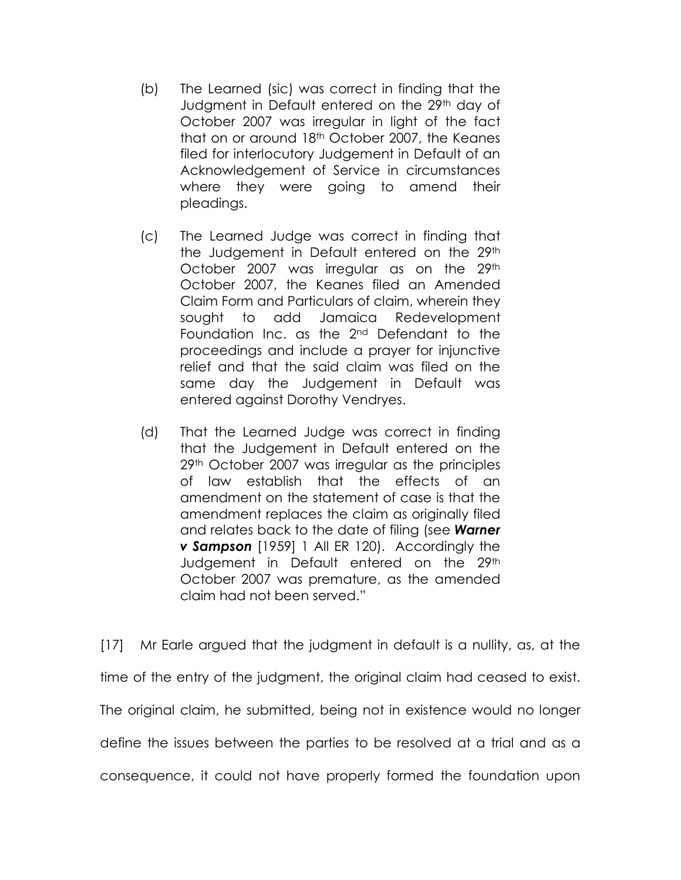(b) The Learned (sic) was correct in finding that the Judgment in Default entered on the 29th day of October 2007 was irregular in light of the fact that on or around 18th October 2007, the Keanes filed for interlocutory Judgement in Default of an Acknowledgement of Service in circumstances where they were going to amend their pleadings.

(c) The Learned Judge was correct in finding that the Judgement in Default entered on the 29th October 2007 was irregular as on the 29th October 2007, the Keanes filed an Amended Claim Form and Particulars of claim, wherein they sought to add Jamaica Redevelopment Foundation Inc. as the 2nd Defendant to the proceedings and include a prayer for injunctive relief and that the said claim was filed on the same day the Judgement in Default was entered against Dorothy Vendryes.

(d) That the Learned Judge was correct in finding that the Judgement in Default entered on the 29th October 2007 was irregular as the principles of law establish that the effects of an amendment on the statement of case is that the amendment replaces the claim as originally filed and relates back to the date of filing (see ***Warner v Sampson*** [1959] 1 All ER 120). Accordingly the Judgement in Default entered on the 29th October 2007 was premature, as the amended claim had not been served."

[17] Mr Earle argued that the judgment in default is a nullity, as, at the time of the entry of the judgment, the original claim had ceased to exist. The original claim, he submitted, being not in existence would no longer define the issues between the parties to be resolved at a trial and as a consequence, it could not have properly formed the foundation upon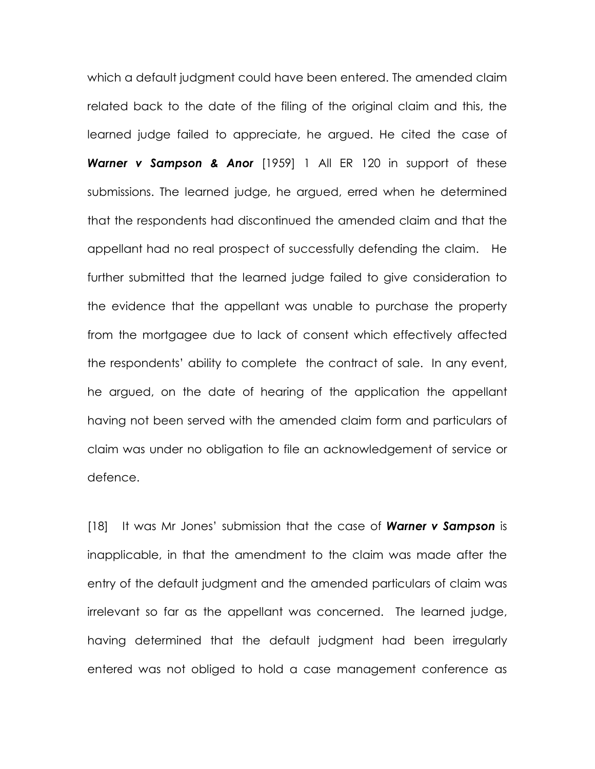which a default judgment could have been entered. The amended claim related back to the date of the filing of the original claim and this, the learned judge failed to appreciate, he argued. He cited the case of ***Warner v Sampson & Anor*** [1959] 1 All ER 120 in support of these submissions. The learned judge, he argued, erred when he determined that the respondents had discontinued the amended claim and that the appellant had no real prospect of successfully defending the claim. He further submitted that the learned judge failed to give consideration to the evidence that the appellant was unable to purchase the property from the mortgagee due to lack of consent which effectively affected the respondents' ability to complete the contract of sale. In any event, he argued, on the date of hearing of the application the appellant having not been served with the amended claim form and particulars of claim was under no obligation to file an acknowledgement of service or defence.

[18] It was Mr Jones' submission that the case of ***Warner v Sampson*** is inapplicable, in that the amendment to the claim was made after the entry of the default judgment and the amended particulars of claim was irrelevant so far as the appellant was concerned. The learned judge, having determined that the default judgment had been irregularly entered was not obliged to hold a case management conference as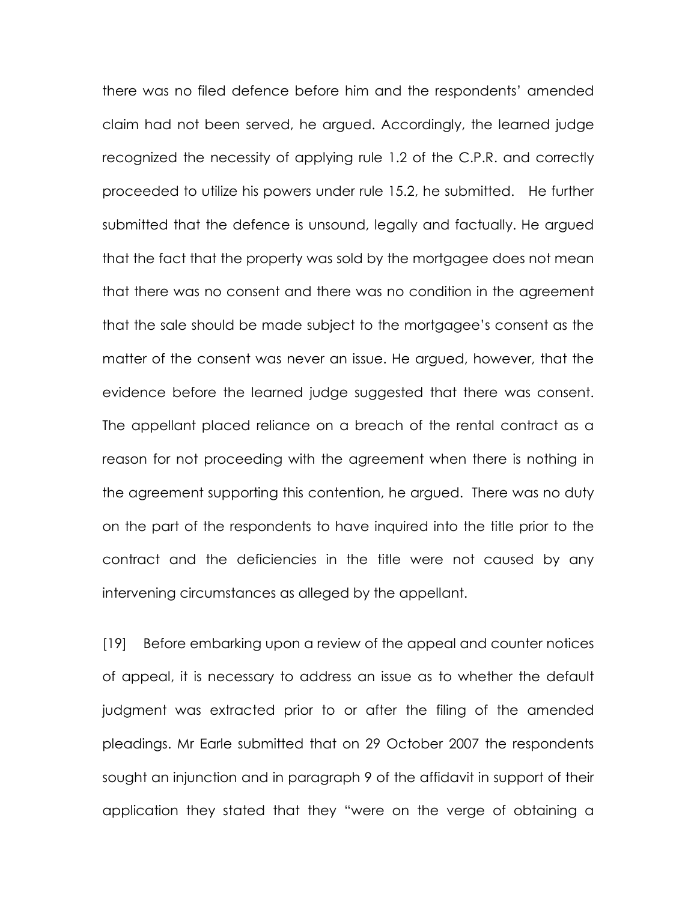there was no filed defence before him and the respondents' amended claim had not been served, he argued. Accordingly, the learned judge recognized the necessity of applying rule 1.2 of the C.P.R. and correctly proceeded to utilize his powers under rule 15.2, he submitted. He further submitted that the defence is unsound, legally and factually. He argued that the fact that the property was sold by the mortgagee does not mean that there was no consent and there was no condition in the agreement that the sale should be made subject to the mortgagee's consent as the matter of the consent was never an issue. He argued, however, that the evidence before the learned judge suggested that there was consent. The appellant placed reliance on a breach of the rental contract as a reason for not proceeding with the agreement when there is nothing in the agreement supporting this contention, he argued. There was no duty on the part of the respondents to have inquired into the title prior to the contract and the deficiencies in the title were not caused by any intervening circumstances as alleged by the appellant.

[19] Before embarking upon a review of the appeal and counter notices of appeal, it is necessary to address an issue as to whether the default judgment was extracted prior to or after the filing of the amended pleadings. Mr Earle submitted that on 29 October 2007 the respondents sought an injunction and in paragraph 9 of the affidavit in support of their application they stated that they "were on the verge of obtaining a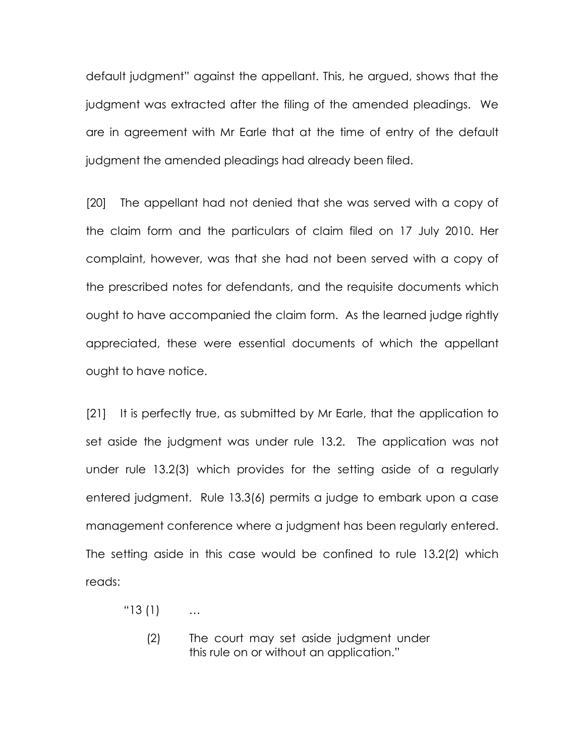default judgment" against the appellant. This, he argued, shows that the judgment was extracted after the filing of the amended pleadings. We are in agreement with Mr Earle that at the time of entry of the default judgment the amended pleadings had already been filed.

[20] The appellant had not denied that she was served with a copy of the claim form and the particulars of claim filed on 17 July 2010. Her complaint, however, was that she had not been served with a copy of the prescribed notes for defendants, and the requisite documents which ought to have accompanied the claim form. As the learned judge rightly appreciated, these were essential documents of which the appellant ought to have notice.

[21] It is perfectly true, as submitted by Mr Earle, that the application to set aside the judgment was under rule 13.2. The application was not under rule 13.2(3) which provides for the setting aside of a regularly entered judgment. Rule 13.3(6) permits a judge to embark upon a case management conference where a judgment has been regularly entered. The setting aside in this case would be confined to rule 13.2(2) which reads:

> "13 (1) …
>
> (2) The court may set aside judgment under this rule on or without an application."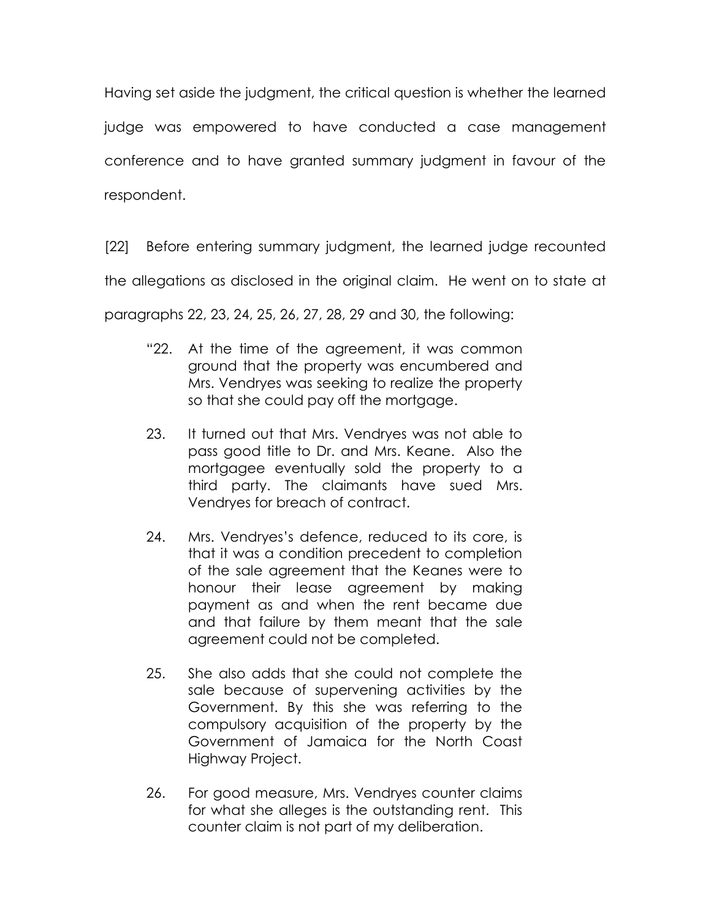Having set aside the judgment, the critical question is whether the learned judge was empowered to have conducted a case management conference and to have granted summary judgment in favour of the respondent.

[22] Before entering summary judgment, the learned judge recounted the allegations as disclosed in the original claim. He went on to state at paragraphs 22, 23, 24, 25, 26, 27, 28, 29 and 30, the following:

> "22. At the time of the agreement, it was common ground that the property was encumbered and Mrs. Vendryes was seeking to realize the property so that she could pay off the mortgage.
>
> 23. It turned out that Mrs. Vendryes was not able to pass good title to Dr. and Mrs. Keane. Also the mortgagee eventually sold the property to a third party. The claimants have sued Mrs. Vendryes for breach of contract.
>
> 24. Mrs. Vendryes's defence, reduced to its core, is that it was a condition precedent to completion of the sale agreement that the Keanes were to honour their lease agreement by making payment as and when the rent became due and that failure by them meant that the sale agreement could not be completed.
>
> 25. She also adds that she could not complete the sale because of supervening activities by the Government. By this she was referring to the compulsory acquisition of the property by the Government of Jamaica for the North Coast Highway Project.
>
> 26. For good measure, Mrs. Vendryes counter claims for what she alleges is the outstanding rent. This counter claim is not part of my deliberation.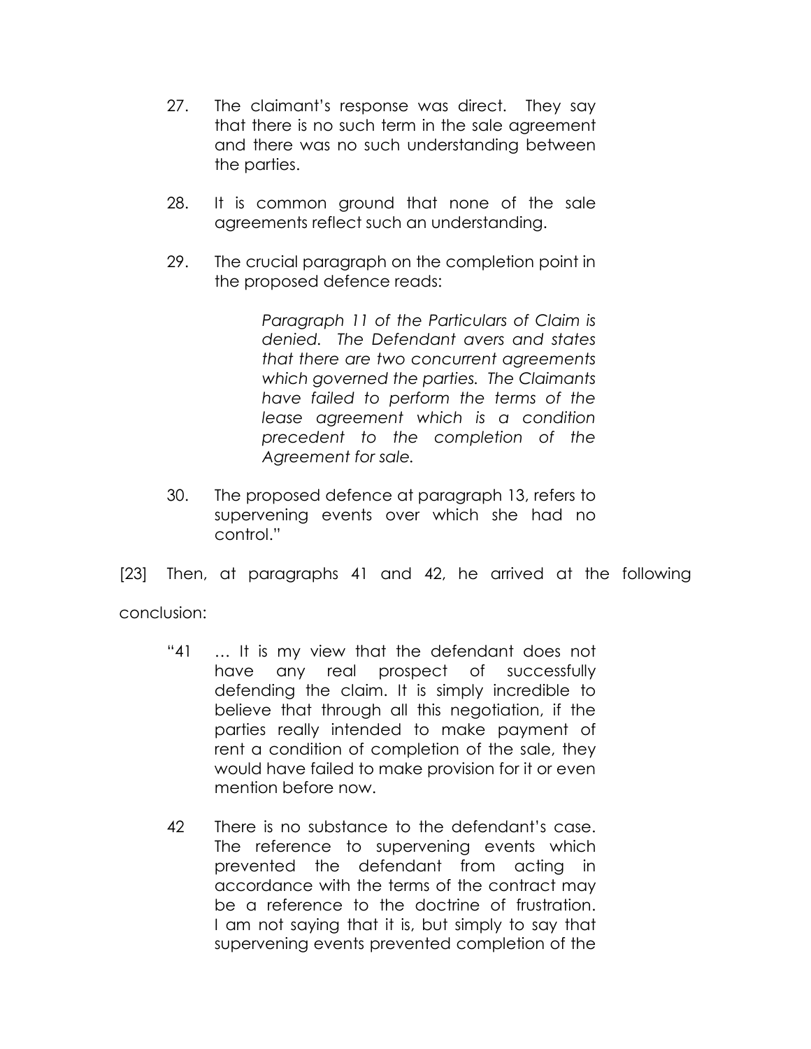27. The claimant's response was direct. They say that there is no such term in the sale agreement and there was no such understanding between the parties.

28. It is common ground that none of the sale agreements reflect such an understanding.

29. The crucial paragraph on the completion point in the proposed defence reads:

    > *Paragraph 11 of the Particulars of Claim is denied. The Defendant avers and states that there are two concurrent agreements which governed the parties. The Claimants have failed to perform the terms of the lease agreement which is a condition precedent to the completion of the Agreement for sale.*

30. The proposed defence at paragraph 13, refers to supervening events over which she had no control."

[23] Then, at paragraphs 41 and 42, he arrived at the following conclusion:

> "41 … It is my view that the defendant does not have any real prospect of successfully defending the claim. It is simply incredible to believe that through all this negotiation, if the parties really intended to make payment of rent a condition of completion of the sale, they would have failed to make provision for it or even mention before now.
>
> 42 There is no substance to the defendant's case. The reference to supervening events which prevented the defendant from acting in accordance with the terms of the contract may be a reference to the doctrine of frustration. I am not saying that it is, but simply to say that supervening events prevented completion of the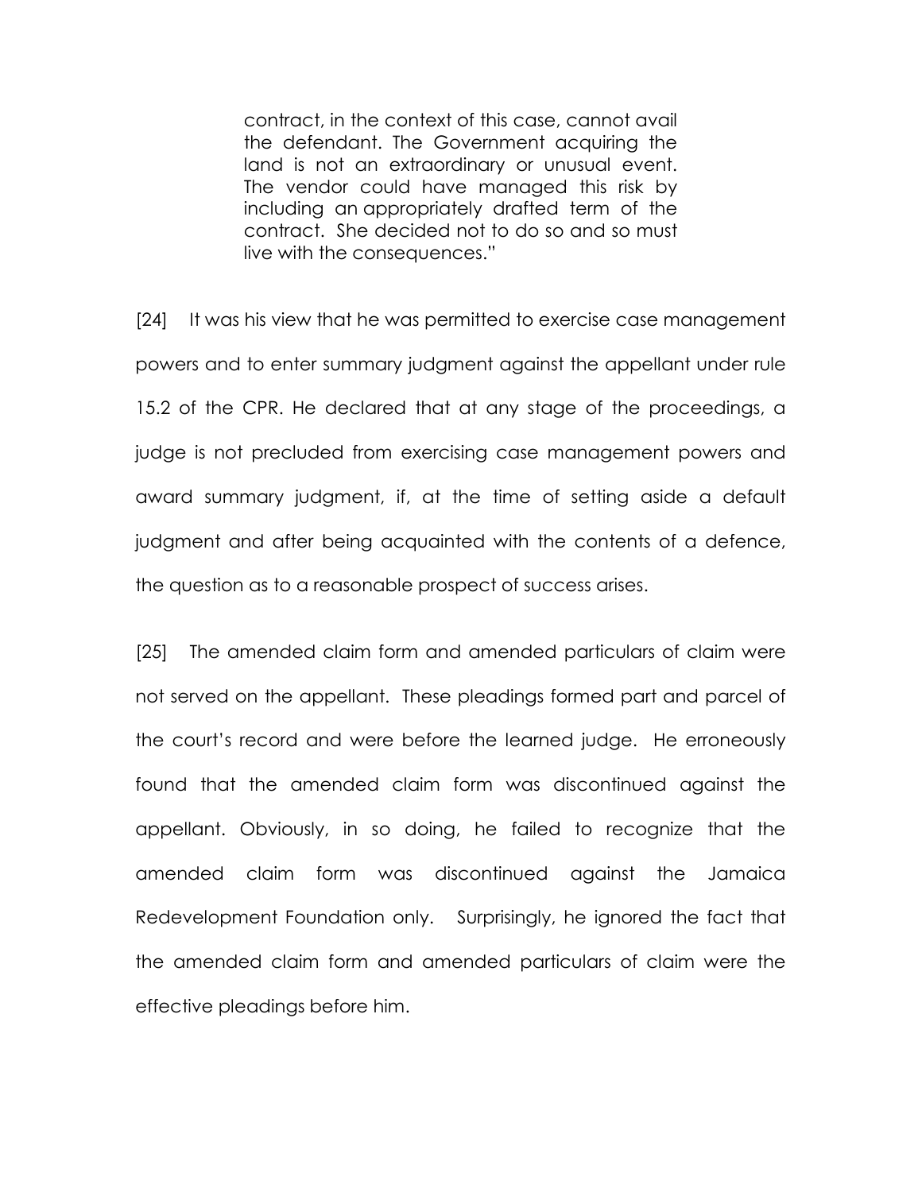> contract, in the context of this case, cannot avail the defendant. The Government acquiring the land is not an extraordinary or unusual event. The vendor could have managed this risk by including an appropriately drafted term of the contract. She decided not to do so and so must live with the consequences."

[24] It was his view that he was permitted to exercise case management powers and to enter summary judgment against the appellant under rule 15.2 of the CPR. He declared that at any stage of the proceedings, a judge is not precluded from exercising case management powers and award summary judgment, if, at the time of setting aside a default judgment and after being acquainted with the contents of a defence, the question as to a reasonable prospect of success arises.

[25] The amended claim form and amended particulars of claim were not served on the appellant. These pleadings formed part and parcel of the court's record and were before the learned judge. He erroneously found that the amended claim form was discontinued against the appellant. Obviously, in so doing, he failed to recognize that the amended claim form was discontinued against the Jamaica Redevelopment Foundation only. Surprisingly, he ignored the fact that the amended claim form and amended particulars of claim were the effective pleadings before him.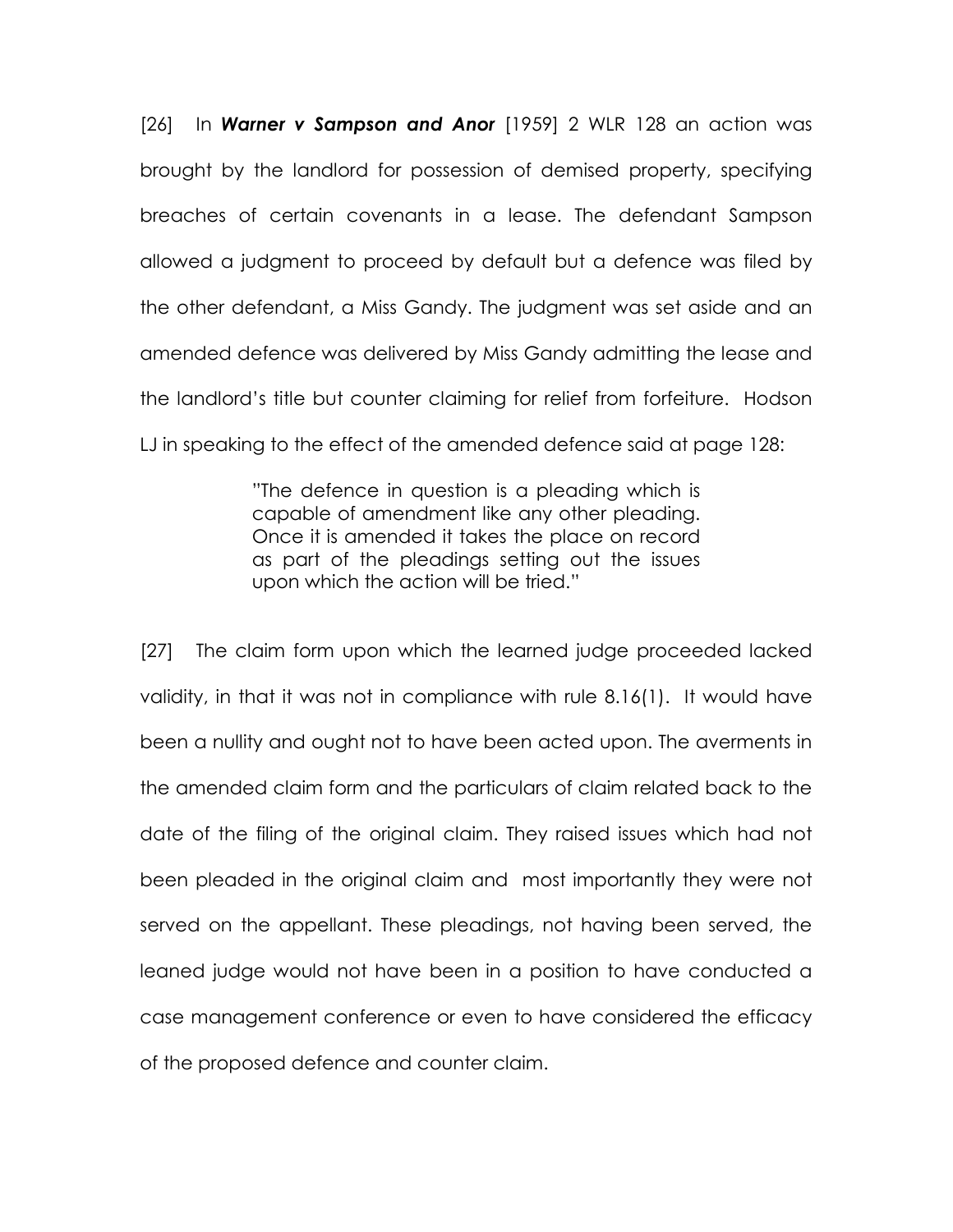[26] In ***Warner v Sampson and Anor*** [1959] 2 WLR 128 an action was brought by the landlord for possession of demised property, specifying breaches of certain covenants in a lease. The defendant Sampson allowed a judgment to proceed by default but a defence was filed by the other defendant, a Miss Gandy. The judgment was set aside and an amended defence was delivered by Miss Gandy admitting the lease and the landlord's title but counter claiming for relief from forfeiture. Hodson LJ in speaking to the effect of the amended defence said at page 128:

> "The defence in question is a pleading which is capable of amendment like any other pleading. Once it is amended it takes the place on record as part of the pleadings setting out the issues upon which the action will be tried."

[27] The claim form upon which the learned judge proceeded lacked validity, in that it was not in compliance with rule 8.16(1). It would have been a nullity and ought not to have been acted upon. The averments in the amended claim form and the particulars of claim related back to the date of the filing of the original claim. They raised issues which had not been pleaded in the original claim and most importantly they were not served on the appellant. These pleadings, not having been served, the leaned judge would not have been in a position to have conducted a case management conference or even to have considered the efficacy of the proposed defence and counter claim.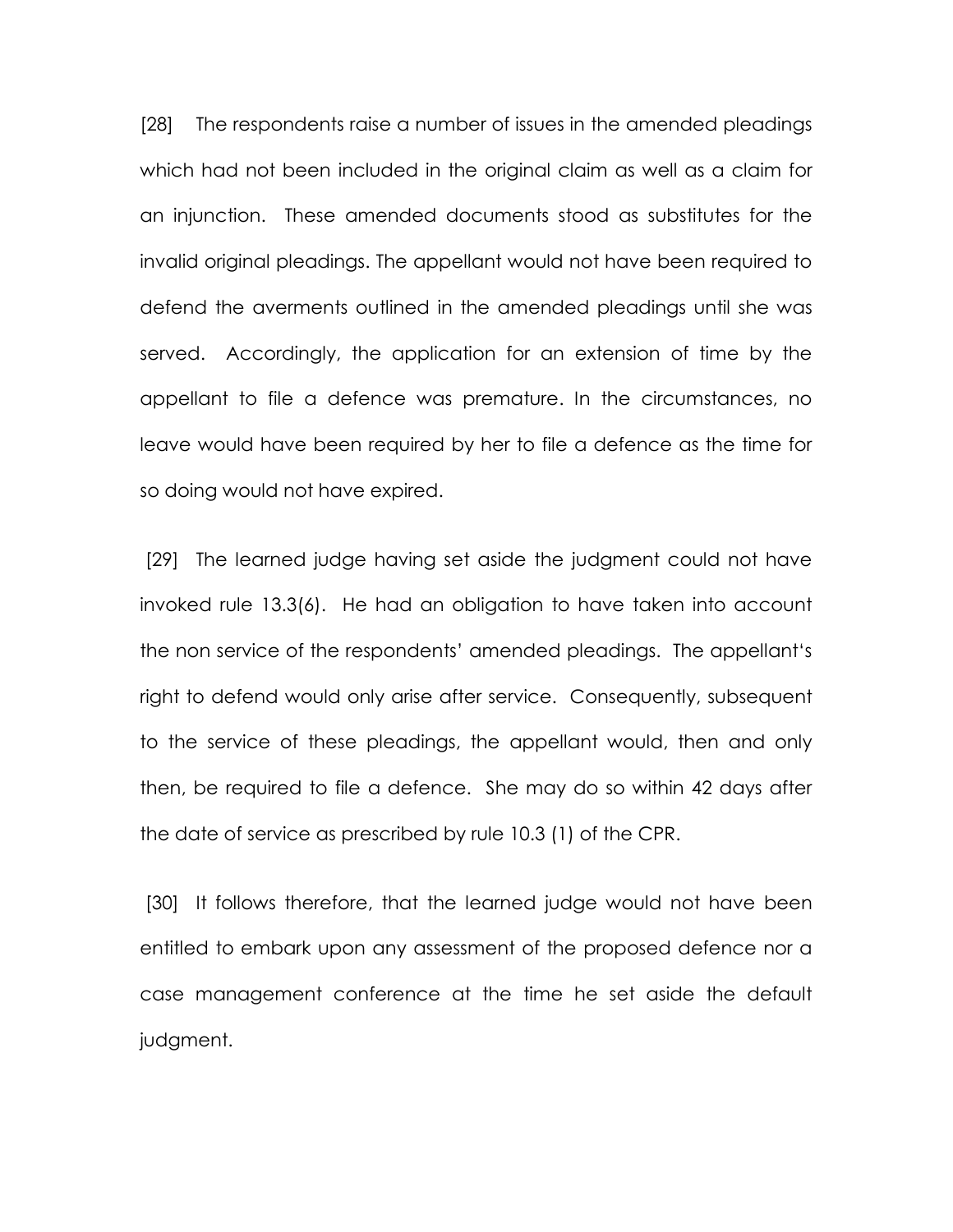[28] The respondents raise a number of issues in the amended pleadings which had not been included in the original claim as well as a claim for an injunction. These amended documents stood as substitutes for the invalid original pleadings. The appellant would not have been required to defend the averments outlined in the amended pleadings until she was served. Accordingly, the application for an extension of time by the appellant to file a defence was premature. In the circumstances, no leave would have been required by her to file a defence as the time for so doing would not have expired.

[29] The learned judge having set aside the judgment could not have invoked rule 13.3(6). He had an obligation to have taken into account the non service of the respondents' amended pleadings. The appellant's right to defend would only arise after service. Consequently, subsequent to the service of these pleadings, the appellant would, then and only then, be required to file a defence. She may do so within 42 days after the date of service as prescribed by rule 10.3 (1) of the CPR.

[30] It follows therefore, that the learned judge would not have been entitled to embark upon any assessment of the proposed defence nor a case management conference at the time he set aside the default judgment.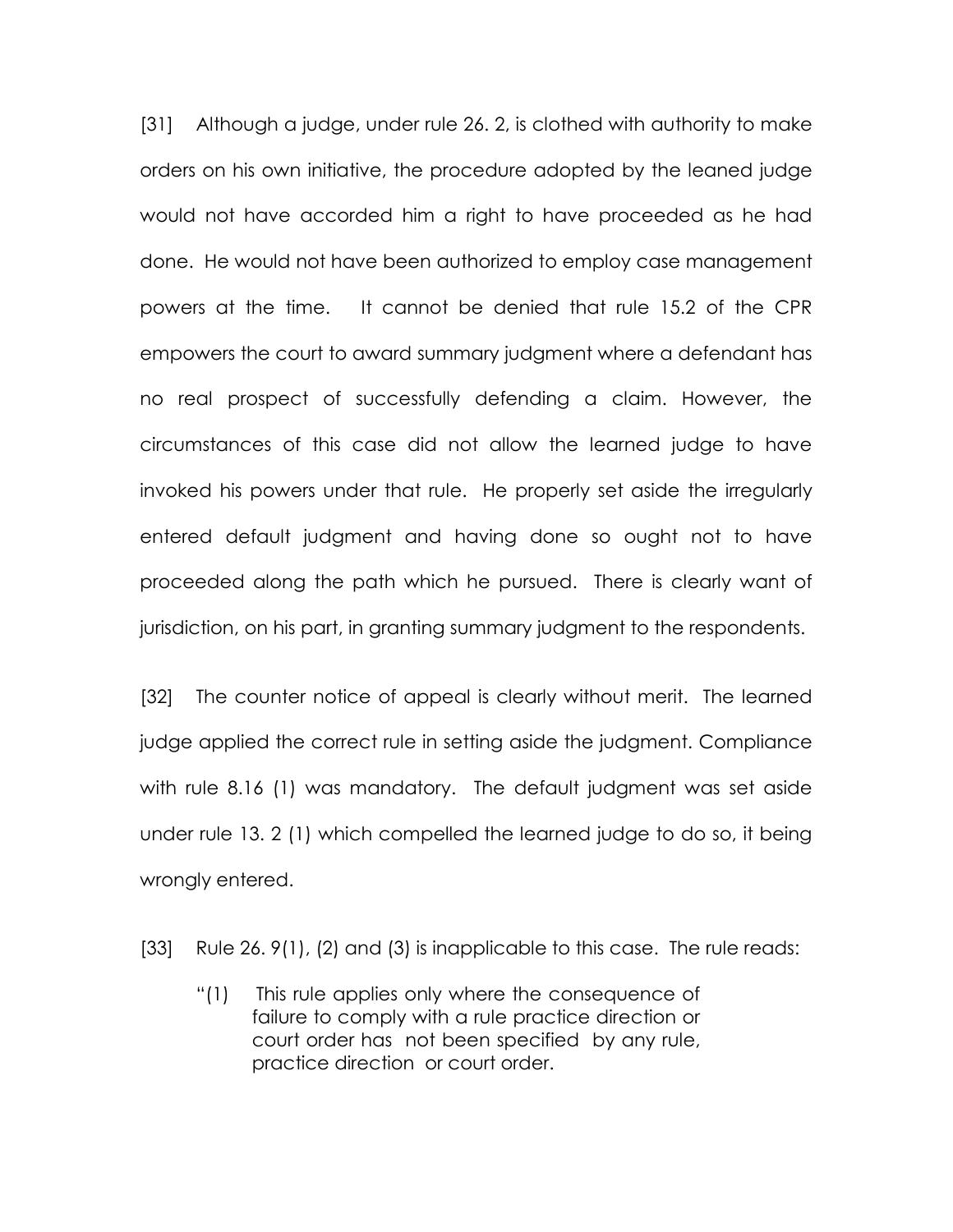[31] Although a judge, under rule 26. 2, is clothed with authority to make orders on his own initiative, the procedure adopted by the leaned judge would not have accorded him a right to have proceeded as he had done. He would not have been authorized to employ case management powers at the time. It cannot be denied that rule 15.2 of the CPR empowers the court to award summary judgment where a defendant has no real prospect of successfully defending a claim. However, the circumstances of this case did not allow the learned judge to have invoked his powers under that rule. He properly set aside the irregularly entered default judgment and having done so ought not to have proceeded along the path which he pursued. There is clearly want of jurisdiction, on his part, in granting summary judgment to the respondents.

[32] The counter notice of appeal is clearly without merit. The learned judge applied the correct rule in setting aside the judgment. Compliance with rule 8.16 (1) was mandatory. The default judgment was set aside under rule 13. 2 (1) which compelled the learned judge to do so, it being wrongly entered.

[33] Rule 26. 9(1), (2) and (3) is inapplicable to this case. The rule reads:

> "(1) This rule applies only where the consequence of failure to comply with a rule practice direction or court order has not been specified by any rule, practice direction or court order.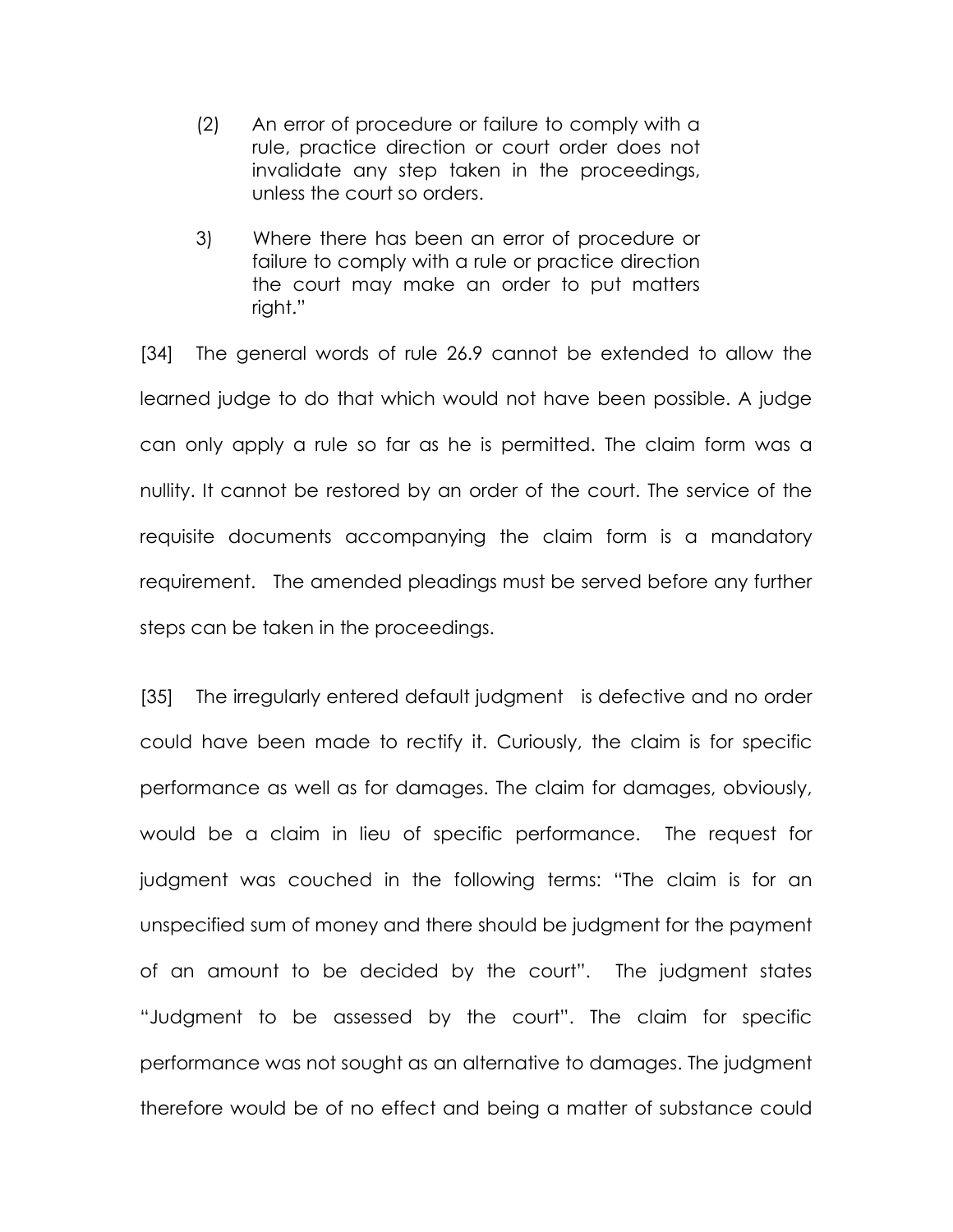(2) An error of procedure or failure to comply with a rule, practice direction or court order does not invalidate any step taken in the proceedings, unless the court so orders.

3) Where there has been an error of procedure or failure to comply with a rule or practice direction the court may make an order to put matters right."

[34] The general words of rule 26.9 cannot be extended to allow the learned judge to do that which would not have been possible. A judge can only apply a rule so far as he is permitted. The claim form was a nullity. It cannot be restored by an order of the court. The service of the requisite documents accompanying the claim form is a mandatory requirement. The amended pleadings must be served before any further steps can be taken in the proceedings.

[35] The irregularly entered default judgment is defective and no order could have been made to rectify it. Curiously, the claim is for specific performance as well as for damages. The claim for damages, obviously, would be a claim in lieu of specific performance. The request for judgment was couched in the following terms: "The claim is for an unspecified sum of money and there should be judgment for the payment of an amount to be decided by the court". The judgment states "Judgment to be assessed by the court". The claim for specific performance was not sought as an alternative to damages. The judgment therefore would be of no effect and being a matter of substance could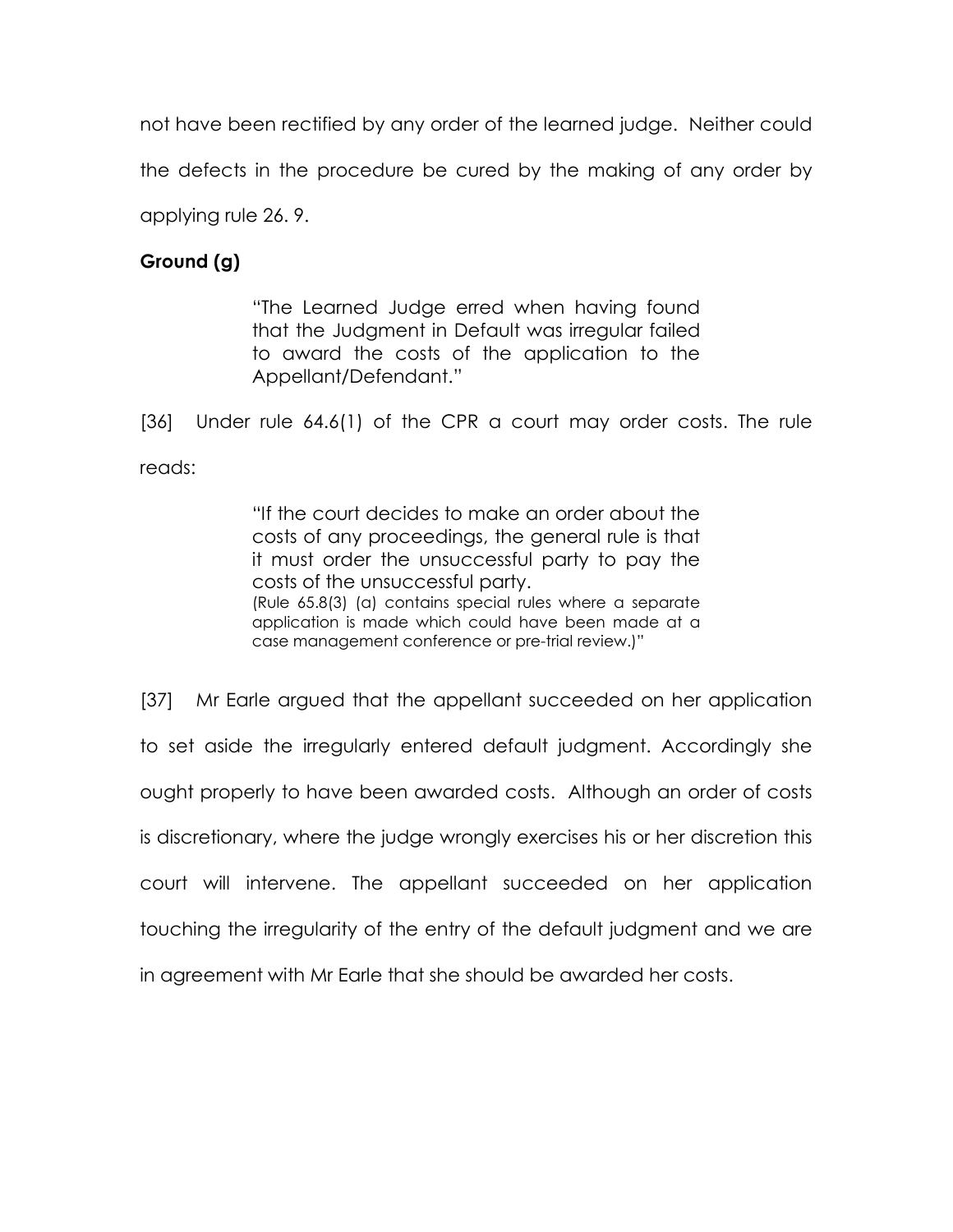not have been rectified by any order of the learned judge. Neither could the defects in the procedure be cured by the making of any order by applying rule 26. 9.

**Ground (g)**

> "The Learned Judge erred when having found that the Judgment in Default was irregular failed to award the costs of the application to the Appellant/Defendant."

[36] Under rule 64.6(1) of the CPR a court may order costs. The rule reads:

> "If the court decides to make an order about the costs of any proceedings, the general rule is that it must order the unsuccessful party to pay the costs of the unsuccessful party.
> (Rule 65.8(3) (a) contains special rules where a separate application is made which could have been made at a case management conference or pre-trial review.)"

[37] Mr Earle argued that the appellant succeeded on her application to set aside the irregularly entered default judgment. Accordingly she ought properly to have been awarded costs. Although an order of costs is discretionary, where the judge wrongly exercises his or her discretion this court will intervene. The appellant succeeded on her application touching the irregularity of the entry of the default judgment and we are in agreement with Mr Earle that she should be awarded her costs.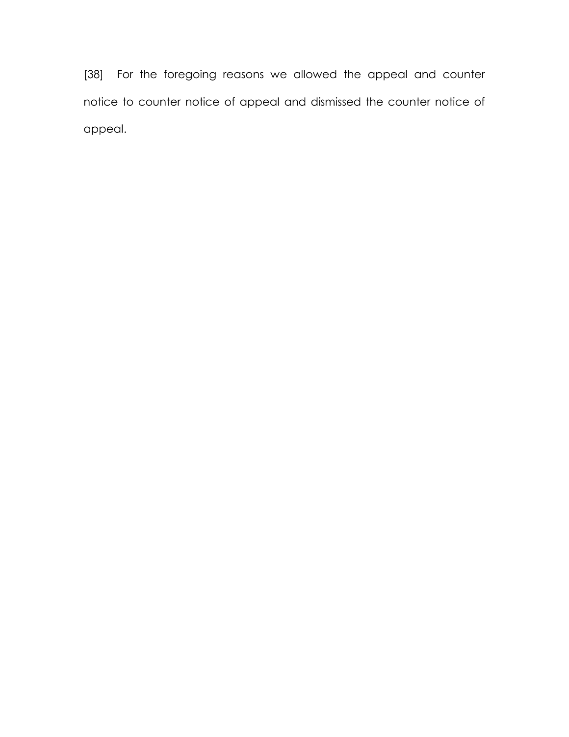[38] For the foregoing reasons we allowed the appeal and counter notice to counter notice of appeal and dismissed the counter notice of appeal.